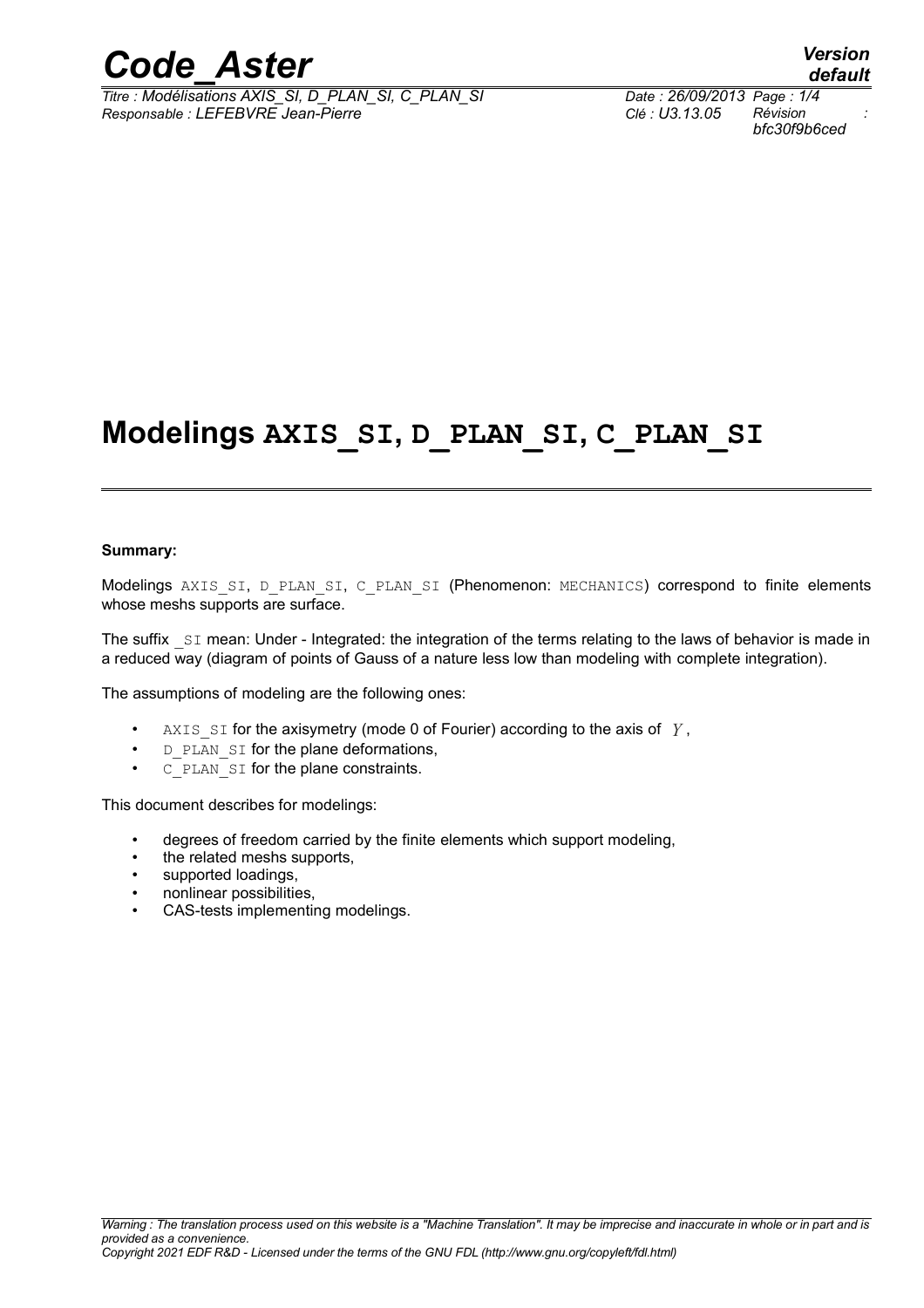# Modelings AXIS_SI, D_PLAN_SI, C_PLAN_SI

**Summary:**

Modelings AXIS_SI, D_PLAN_SI, C_PLAN_SI (Phenomenon: MECHANICS) correspond to finite elements whose meshs supports are surface.

The suffix _SI mean: Under - Integrated: the integration of the terms relating to the laws of behavior is made in a reduced way (diagram of points of Gauss of a nature less low than modeling with complete integration).

The assumptions of modeling are the following ones:

- AXIS_SI for the axisymetry (mode 0 of Fourier) according to the axis of $Y$,
- D_PLAN_SI for the plane deformations,
- C_PLAN_SI for the plane constraints.

This document describes for modelings:

- degrees of freedom carried by the finite elements which support modeling,
- the related meshs supports,
- supported loadings,
- nonlinear possibilities,
- CAS-tests implementing modelings.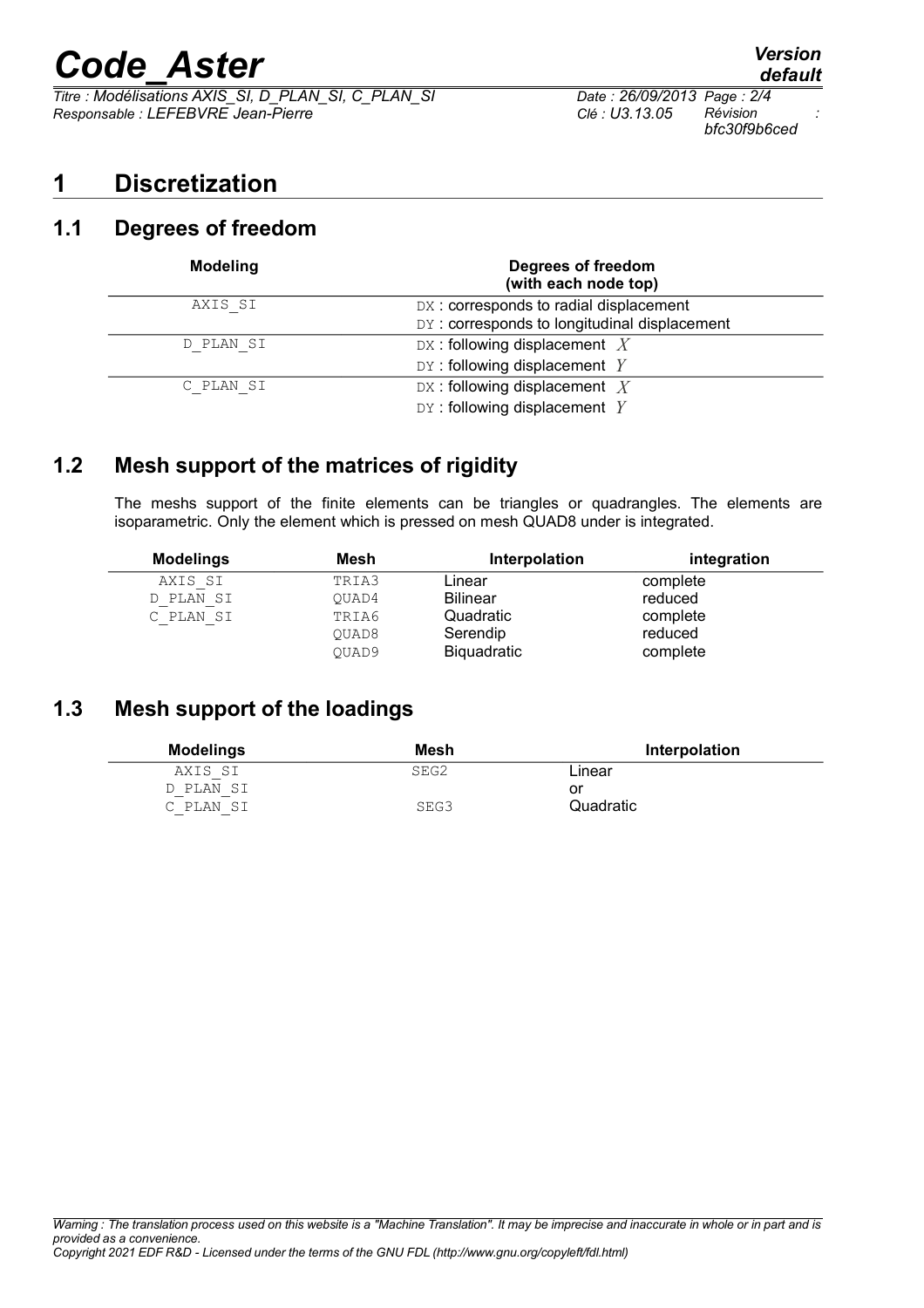# 1 Discretization

## 1.1 Degrees of freedom

| Modeling | Degrees of freedom (with each node top) |
|---|---|
| AXIS_SI | DX : corresponds to radial displacement<br>DY : corresponds to longitudinal displacement |
| D_PLAN_SI | DX : following displacement $X$<br>DY : following displacement $Y$ |
| C_PLAN_SI | DX : following displacement $X$<br>DY : following displacement $Y$ |

## 1.2 Mesh support of the matrices of rigidity

The meshs support of the finite elements can be triangles or quadrangles. The elements are isoparametric. Only the element which is pressed on mesh QUAD8 under is integrated.

| Modelings | Mesh | Interpolation | integration |
|---|---|---|---|
| AXIS_SI | TRIA3 | Linear | complete |
| D_PLAN_SI | QUAD4 | Bilinear | reduced |
| C_PLAN_SI | TRIA6 | Quadratic | complete |
| | QUAD8 | Serendip | reduced |
| | QUAD9 | Biquadratic | complete |

## 1.3 Mesh support of the loadings

| Modelings | Mesh | Interpolation |
|---|---|---|
| AXIS_SI | SEG2 | Linear |
| D_PLAN_SI | | or |
| C_PLAN_SI | SEG3 | Quadratic |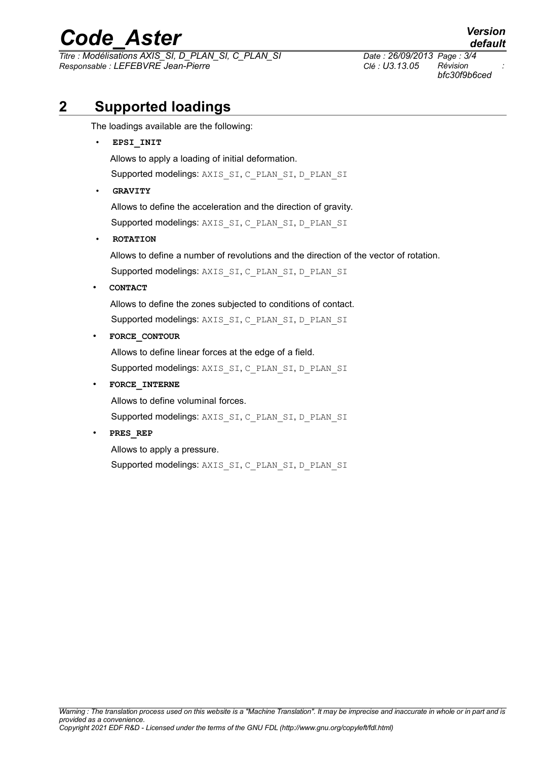## 2 Supported loadings

The loadings available are the following:

- **EPSI_INIT**

  Allows to apply a loading of initial deformation.

  Supported modelings: `AXIS_SI`, `C_PLAN_SI`, `D_PLAN_SI`

- **GRAVITY**

  Allows to define the acceleration and the direction of gravity.

  Supported modelings: `AXIS_SI`, `C_PLAN_SI`, `D_PLAN_SI`

- **ROTATION**

  Allows to define a number of revolutions and the direction of the vector of rotation.

  Supported modelings: `AXIS_SI`, `C_PLAN_SI`, `D_PLAN_SI`

- **CONTACT**

  Allows to define the zones subjected to conditions of contact.

  Supported modelings: `AXIS_SI`, `C_PLAN_SI`, `D_PLAN_SI`

- **FORCE_CONTOUR**

  Allows to define linear forces at the edge of a field.

  Supported modelings: `AXIS_SI`, `C_PLAN_SI`, `D_PLAN_SI`

- **FORCE_INTERNE**

  Allows to define voluminal forces.

  Supported modelings: `AXIS_SI`, `C_PLAN_SI`, `D_PLAN_SI`

- **PRES_REP**

  Allows to apply a pressure.

  Supported modelings: `AXIS_SI`, `C_PLAN_SI`, `D_PLAN_SI`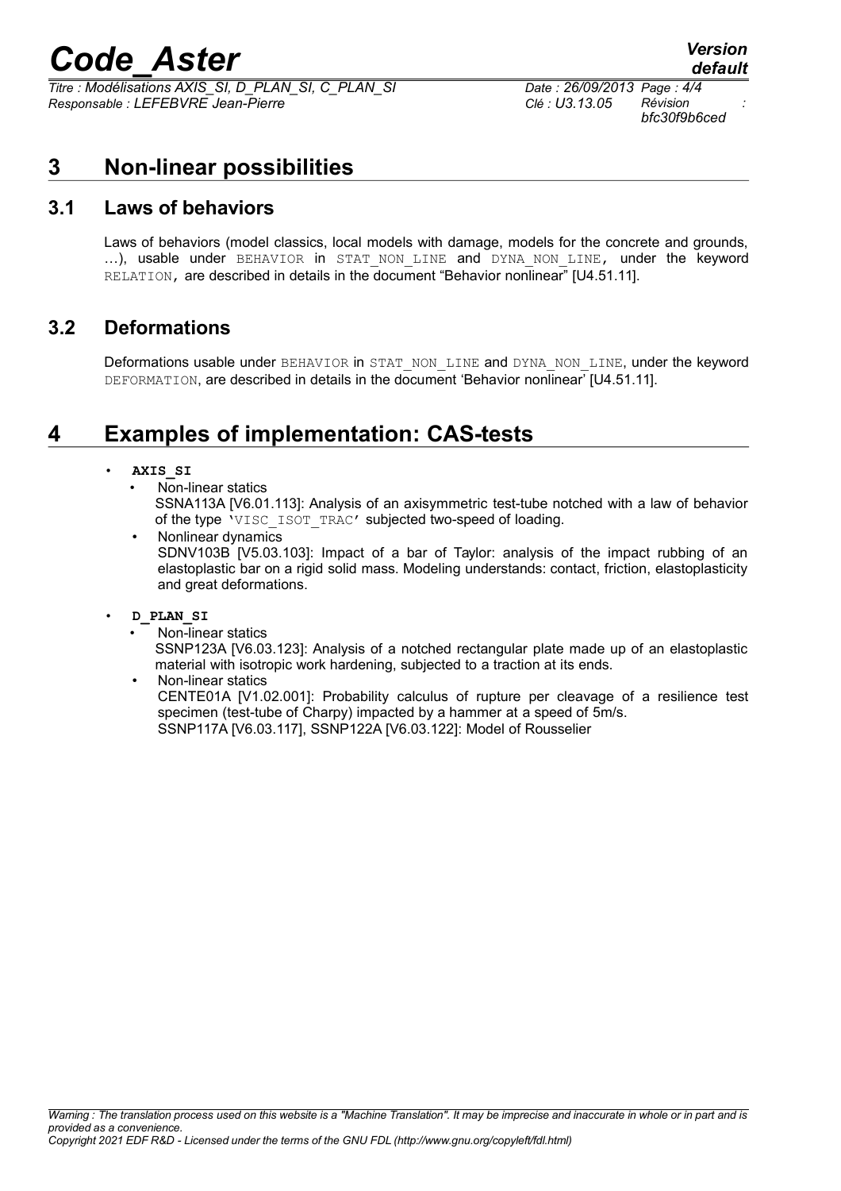# 3 Non-linear possibilities

## 3.1 Laws of behaviors

Laws of behaviors (model classics, local models with damage, models for the concrete and grounds, …), usable under BEHAVIOR in STAT_NON_LINE and DYNA_NON_LINE, under the keyword RELATION, are described in details in the document "Behavior nonlinear" [U4.51.11].

## 3.2 Deformations

Deformations usable under BEHAVIOR in STAT_NON_LINE and DYNA_NON_LINE, under the keyword DEFORMATION, are described in details in the document 'Behavior nonlinear' [U4.51.11].

# 4 Examples of implementation: CAS-tests

- **AXIS_SI**
  - Non-linear statics
    SSNA113A [V6.01.113]: Analysis of an axisymmetric test-tube notched with a law of behavior of the type 'VISC_ISOT_TRAC' subjected two-speed of loading.
  - Nonlinear dynamics
    SDNV103B [V5.03.103]: Impact of a bar of Taylor: analysis of the impact rubbing of an elastoplastic bar on a rigid solid mass. Modeling understands: contact, friction, elastoplasticity and great deformations.
- **D_PLAN_SI**
  - Non-linear statics
    SSNP123A [V6.03.123]: Analysis of a notched rectangular plate made up of an elastoplastic material with isotropic work hardening, subjected to a traction at its ends.
  - Non-linear statics
    CENTE01A [V1.02.001]: Probability calculus of rupture per cleavage of a resilience test specimen (test-tube of Charpy) impacted by a hammer at a speed of 5m/s.
    SSNP117A [V6.03.117], SSNP122A [V6.03.122]: Model of Rousselier